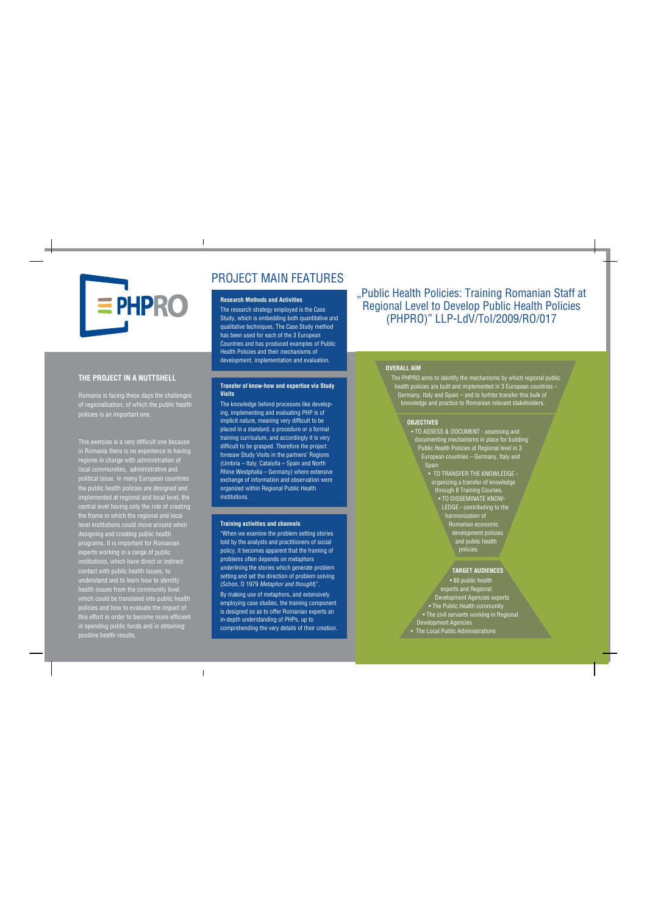PHPRO

## THE PROJECT IN A NUTTSHELL

Romania is facing these days the challenges of regionalization, of which the public health policies is an important one.

This exercise is a very difficult one because in Romania there is no experience in having regions in charge with administration of local communities, administrative and political issue. In many European countries the public health policies are designed and implemented at regional and local level, the central level having only the role of creating the frame in which the regional and local level institutions could move around when designing and creating public health programs. It is important for Romanian experts working in a range of public institutions, which have direct or indirect contact with public health issues, to understand and to learn how to identify health issues from the community level which could be translated into public health policies and how to evaluate the impact of this effort in order to become more efficient in spending public funds and in obtaining positive health results.

# PROJECT MAIN FEATURES

### Research Methods and Activities

The research strategy employed is the Case Study, which is embedding both quantitative and qualitative techniques. The Case Study method has been used for each of the 3 European Countries and has produced examples of Public Health Policies and their mechanisms of development, implementation and evaluation.

### Transfer of know-how and expertise via Study Visits

The knowledge behind processes like developing, implementing and evaluating PHP is of implicit nature, meaning very difficult to be placed in a standard, a procedure or a formal training curriculum, and accordingly it is very difficult to be grasped. Therefore the project foresaw Study Visits in the partners' Regions (Umbria – Italy, Cataluña – Spain and North Rhine Westphalia – Germany) where extensive exchange of information and observation were organized within Regional Public Health institutions.

### Training activities and channels

"When we examine the problem setting stories told by the analysts and practitioners of social policy, it becomes apparent that the framing of problems often depends on metaphors underlining the stories which generate problem setting and set the direction of problem solving (Schon, D 1979 *Metaphor and thought*)".

By making use of metaphors, and extensively employing case studies, the training component is designed so as to offer Romanian experts an in-depth understanding of PHPs, up to comprehending the very details of their creation.

# „Public Health Policies: Training Romanian Staff at Regional Level to Develop Public Health Policies (PHPRO)" LLP-LdV/ToI/2009/RO/017

### OVERALL AIM

The PHPRO aims to identify the mechanisms by which regional public health policies are built and implemented in 3 European countries – Germany, Italy and Spain – and to furhter transfer this bulk of knowledge and practice to Romanian relevant stakeholders.

### OBJECTIVES

- TO ASSESS & DOCUMENT - assessing and documenting mechanisms in place for building Public Health Policies at Regional level in 3 European countries – Germany, Italy and Spain
- TO TRANSFER THE KNOWLEDGE - organizing a transfer of knowledge through 8 Training Courses.
- TO DISSEMINATE KNOWLEDGE - contributing to the harmonization of Romanian economic development policies and public health policies.

### TARGET AUDIENCES

- 80 public health experts and Regional Development Agencies experts
- The Public Health community
- The civil servants working in Regional Development Agencies
- The Local Public Administrations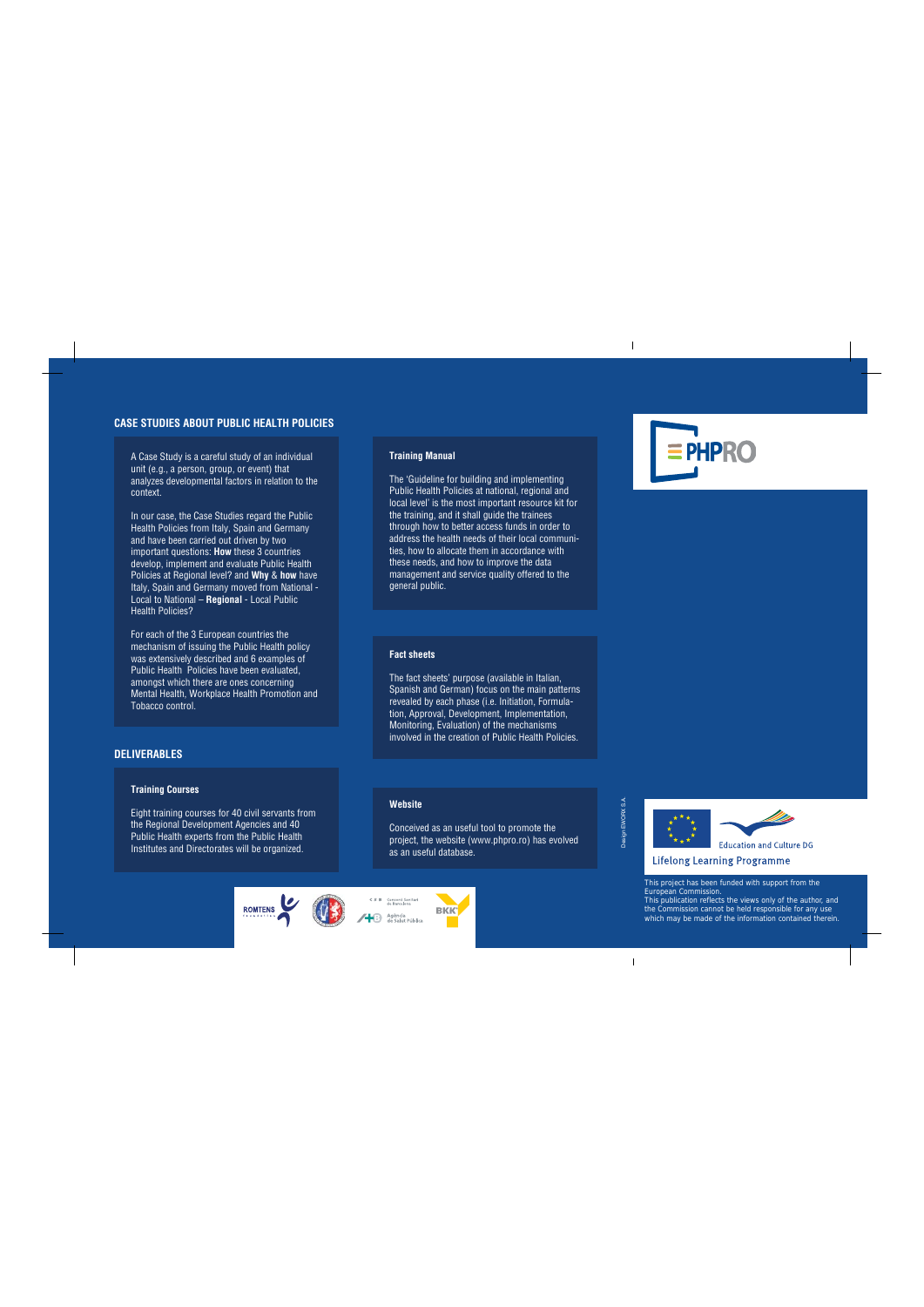## CASE STUDIES ABOUT PUBLIC HEALTH POLICIES

A Case Study is a careful study of an individual unit (e.g., a person, group, or event) that analyzes developmental factors in relation to the context.

In our case, the Case Studies regard the Public Health Policies from Italy, Spain and Germany and have been carried out driven by two important questions: **How** these 3 countries develop, implement and evaluate Public Health Policies at Regional level? and **Why** & **how** have Italy, Spain and Germany moved from National - Local to National – **Regional** - Local Public Health Policies?

For each of the 3 European countries the mechanism of issuing the Public Health policy was extensively described and 6 examples of Public Health Policies have been evaluated, amongst which there are ones concerning Mental Health, Workplace Health Promotion and Tobacco control.

## DELIVERABLES

### Training Courses

Eight training courses for 40 civil servants from the Regional Development Agencies and 40 Public Health experts from the Public Health Institutes and Directorates will be organized.

### Training Manual

The 'Guideline for building and implementing Public Health Policies at national, regional and local level' is the most important resource kit for the training, and it shall guide the trainees through how to better access funds in order to address the health needs of their local communities, how to allocate them in accordance with these needs, and how to improve the data management and service quality offered to the general public.

### Fact sheets

The fact sheets' purpose (available in Italian, Spanish and German) focus on the main patterns revealed by each phase (i.e. Initiation, Formulation, Approval, Development, Implementation, Monitoring, Evaluation) of the mechanisms involved in the creation of Public Health Policies.

### Website

Conceived as an useful tool to promote the project, the website (www.phpro.ro) has evolved as an useful database.

ROMTENS

Consorci Sanitari de Barcelona

Agència de Salut Pública

BKK

PHPRO

Design EWORX S.A.

Education and Culture DG

Lifelong Learning Programme

This project has been funded with support from the European Commission.
This publication reflects the views only of the author, and the Commission cannot be held responsible for any use which may be made of the information contained therein.